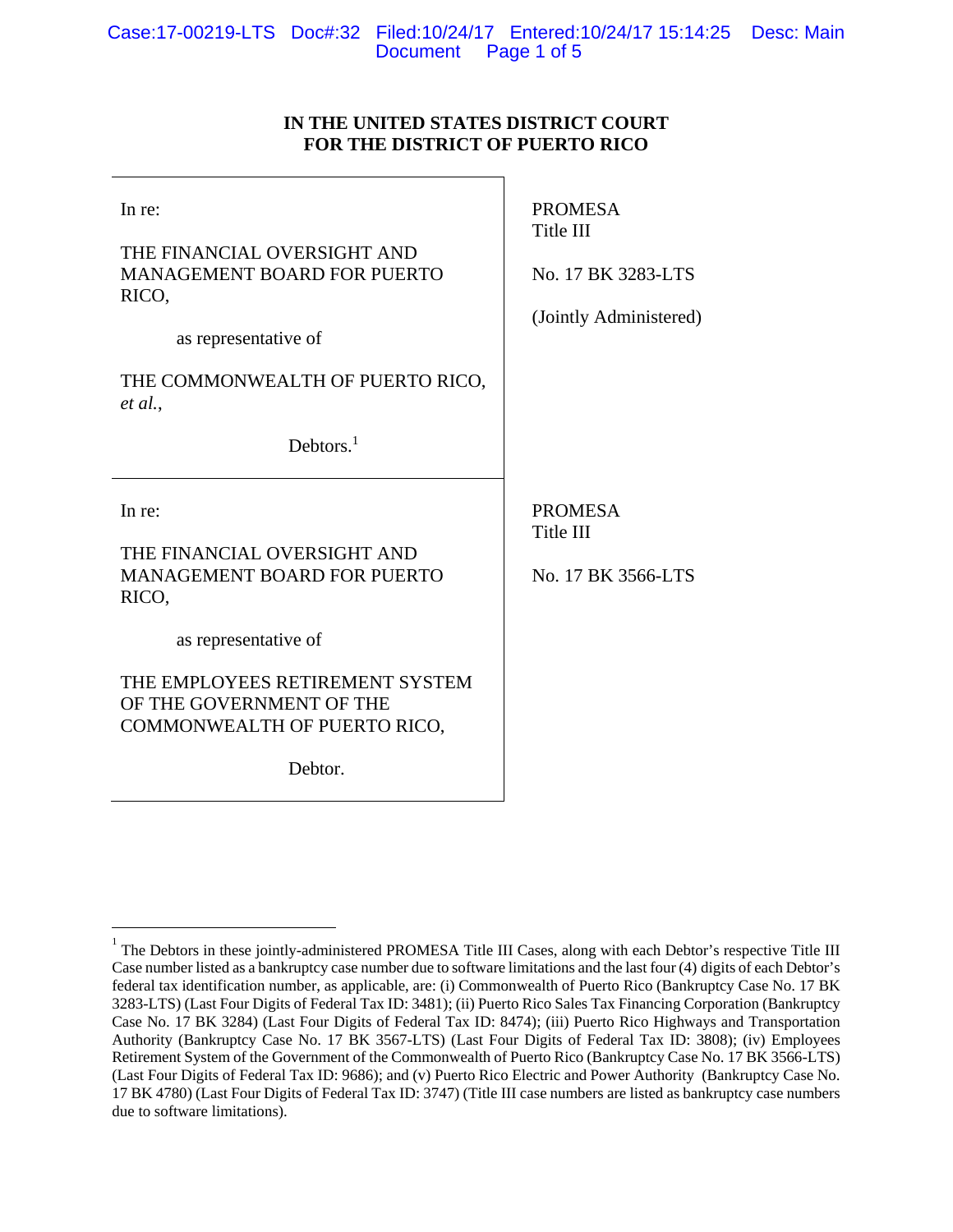# IN THE UNITED STATES DISTRICT COURT FOR THE DISTRICT OF PUERTO RICO

| | |
|---|---|
| In re:<br><br>THE FINANCIAL OVERSIGHT AND MANAGEMENT BOARD FOR PUERTO RICO,<br><br>as representative of<br><br>THE COMMONWEALTH OF PUERTO RICO, *et al.*,<br><br>Debtors.[1] | PROMESA Title III<br><br>No. 17 BK 3283-LTS<br><br>(Jointly Administered) |
| In re:<br><br>THE FINANCIAL OVERSIGHT AND MANAGEMENT BOARD FOR PUERTO RICO,<br><br>as representative of<br><br>THE EMPLOYEES RETIREMENT SYSTEM OF THE GOVERNMENT OF THE COMMONWEALTH OF PUERTO RICO,<br><br>Debtor. | PROMESA Title III<br><br>No. 17 BK 3566-LTS |

---

[1] The Debtors in these jointly-administered PROMESA Title III Cases, along with each Debtor's respective Title III Case number listed as a bankruptcy case number due to software limitations and the last four (4) digits of each Debtor's federal tax identification number, as applicable, are: (i) Commonwealth of Puerto Rico (Bankruptcy Case No. 17 BK 3283-LTS) (Last Four Digits of Federal Tax ID: 3481); (ii) Puerto Rico Sales Tax Financing Corporation (Bankruptcy Case No. 17 BK 3284) (Last Four Digits of Federal Tax ID: 8474); (iii) Puerto Rico Highways and Transportation Authority (Bankruptcy Case No. 17 BK 3567-LTS) (Last Four Digits of Federal Tax ID: 3808); (iv) Employees Retirement System of the Government of the Commonwealth of Puerto Rico (Bankruptcy Case No. 17 BK 3566-LTS) (Last Four Digits of Federal Tax ID: 9686); and (v) Puerto Rico Electric and Power Authority (Bankruptcy Case No. 17 BK 4780) (Last Four Digits of Federal Tax ID: 3747) (Title III case numbers are listed as bankruptcy case numbers due to software limitations).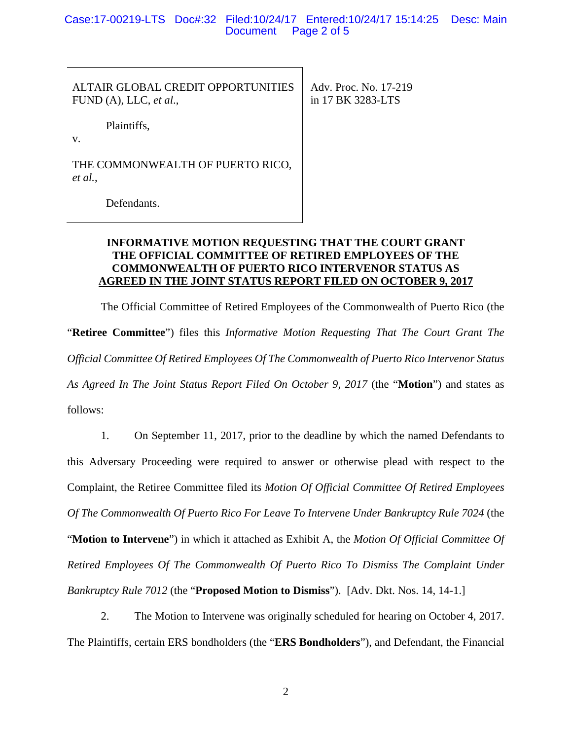| | |
|---|---|
| ALTAIR GLOBAL CREDIT OPPORTUNITIES FUND (A), LLC, *et al.*,<br><br>Plaintiffs,<br><br>v.<br><br>THE COMMONWEALTH OF PUERTO RICO, *et al.*,<br><br>Defendants. | Adv. Proc. No. 17-219 in 17 BK 3283-LTS |

**INFORMATIVE MOTION REQUESTING THAT THE COURT GRANT THE OFFICIAL COMMITTEE OF RETIRED EMPLOYEES OF THE COMMONWEALTH OF PUERTO RICO INTERVENOR STATUS AS AGREED IN THE JOINT STATUS REPORT FILED ON OCTOBER 9, 2017**

The Official Committee of Retired Employees of the Commonwealth of Puerto Rico (the "**Retiree Committee**") files this *Informative Motion Requesting That The Court Grant The Official Committee Of Retired Employees Of The Commonwealth of Puerto Rico Intervenor Status As Agreed In The Joint Status Report Filed On October 9, 2017* (the "**Motion**") and states as follows:

1. On September 11, 2017, prior to the deadline by which the named Defendants to this Adversary Proceeding were required to answer or otherwise plead with respect to the Complaint, the Retiree Committee filed its *Motion Of Official Committee Of Retired Employees Of The Commonwealth Of Puerto Rico For Leave To Intervene Under Bankruptcy Rule 7024* (the "**Motion to Intervene**") in which it attached as Exhibit A, the *Motion Of Official Committee Of Retired Employees Of The Commonwealth Of Puerto Rico To Dismiss The Complaint Under Bankruptcy Rule 7012* (the "**Proposed Motion to Dismiss**"). [Adv. Dkt. Nos. 14, 14-1.]

2. The Motion to Intervene was originally scheduled for hearing on October 4, 2017. The Plaintiffs, certain ERS bondholders (the "**ERS Bondholders**"), and Defendant, the Financial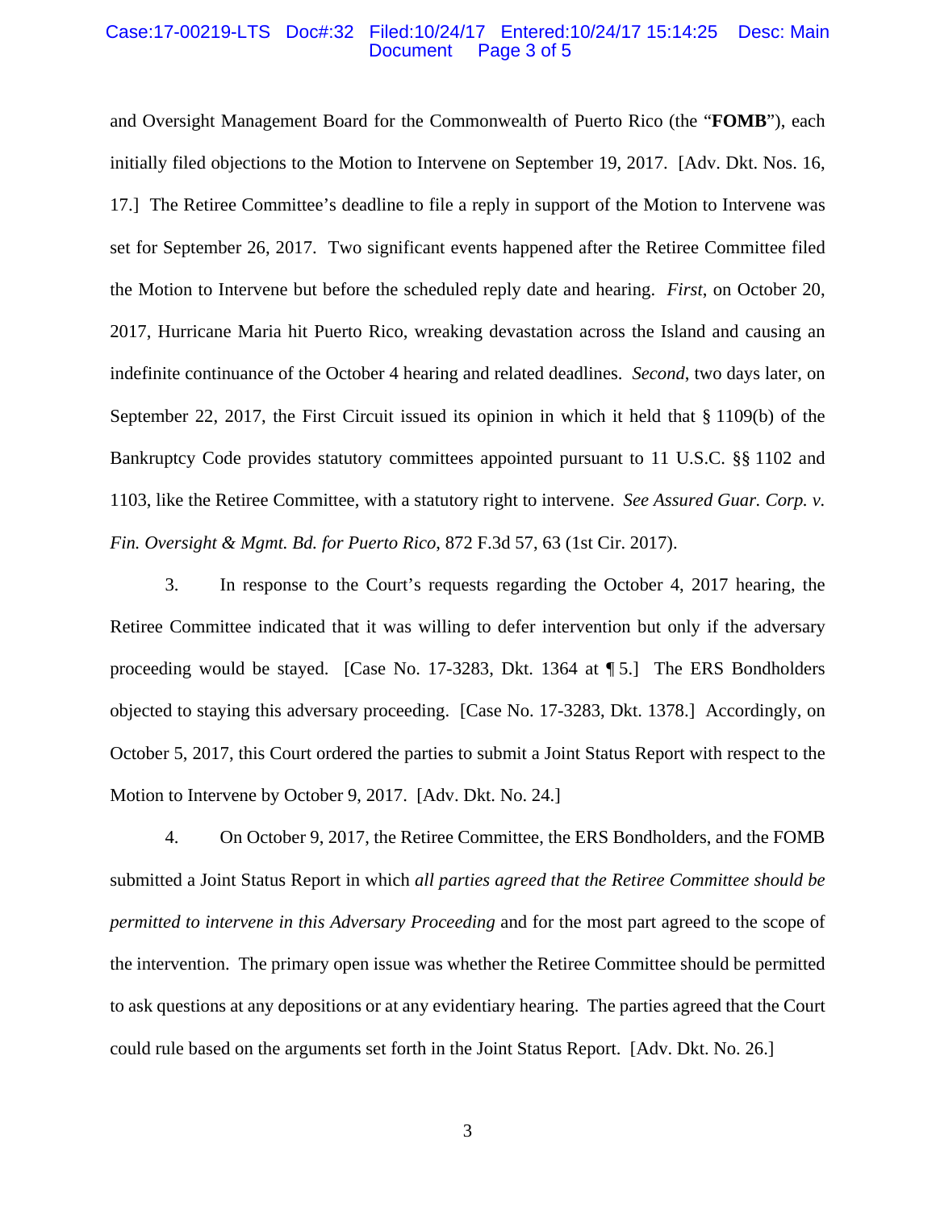and Oversight Management Board for the Commonwealth of Puerto Rico (the "**FOMB**"), each initially filed objections to the Motion to Intervene on September 19, 2017. [Adv. Dkt. Nos. 16, 17.] The Retiree Committee's deadline to file a reply in support of the Motion to Intervene was set for September 26, 2017. Two significant events happened after the Retiree Committee filed the Motion to Intervene but before the scheduled reply date and hearing. *First*, on October 20, 2017, Hurricane Maria hit Puerto Rico, wreaking devastation across the Island and causing an indefinite continuance of the October 4 hearing and related deadlines. *Second*, two days later, on September 22, 2017, the First Circuit issued its opinion in which it held that § 1109(b) of the Bankruptcy Code provides statutory committees appointed pursuant to 11 U.S.C. §§ 1102 and 1103, like the Retiree Committee, with a statutory right to intervene. *See Assured Guar. Corp. v. Fin. Oversight & Mgmt. Bd. for Puerto Rico*, 872 F.3d 57, 63 (1st Cir. 2017).

3. In response to the Court's requests regarding the October 4, 2017 hearing, the Retiree Committee indicated that it was willing to defer intervention but only if the adversary proceeding would be stayed. [Case No. 17-3283, Dkt. 1364 at ¶ 5.] The ERS Bondholders objected to staying this adversary proceeding. [Case No. 17-3283, Dkt. 1378.] Accordingly, on October 5, 2017, this Court ordered the parties to submit a Joint Status Report with respect to the Motion to Intervene by October 9, 2017. [Adv. Dkt. No. 24.]

4. On October 9, 2017, the Retiree Committee, the ERS Bondholders, and the FOMB submitted a Joint Status Report in which *all parties agreed that the Retiree Committee should be permitted to intervene in this Adversary Proceeding* and for the most part agreed to the scope of the intervention. The primary open issue was whether the Retiree Committee should be permitted to ask questions at any depositions or at any evidentiary hearing. The parties agreed that the Court could rule based on the arguments set forth in the Joint Status Report. [Adv. Dkt. No. 26.]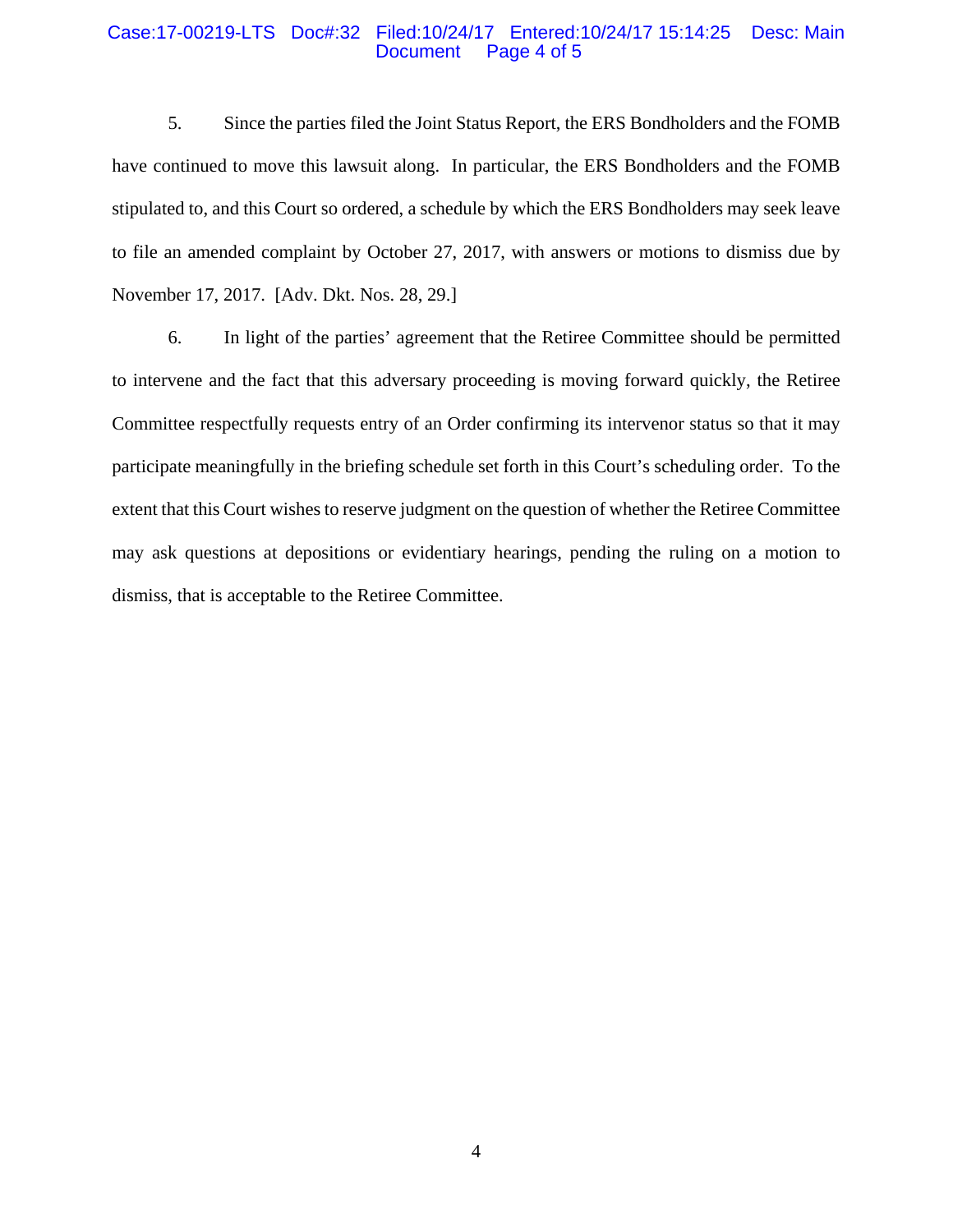5. Since the parties filed the Joint Status Report, the ERS Bondholders and the FOMB have continued to move this lawsuit along. In particular, the ERS Bondholders and the FOMB stipulated to, and this Court so ordered, a schedule by which the ERS Bondholders may seek leave to file an amended complaint by October 27, 2017, with answers or motions to dismiss due by November 17, 2017. [Adv. Dkt. Nos. 28, 29.]

6. In light of the parties' agreement that the Retiree Committee should be permitted to intervene and the fact that this adversary proceeding is moving forward quickly, the Retiree Committee respectfully requests entry of an Order confirming its intervenor status so that it may participate meaningfully in the briefing schedule set forth in this Court's scheduling order. To the extent that this Court wishes to reserve judgment on the question of whether the Retiree Committee may ask questions at depositions or evidentiary hearings, pending the ruling on a motion to dismiss, that is acceptable to the Retiree Committee.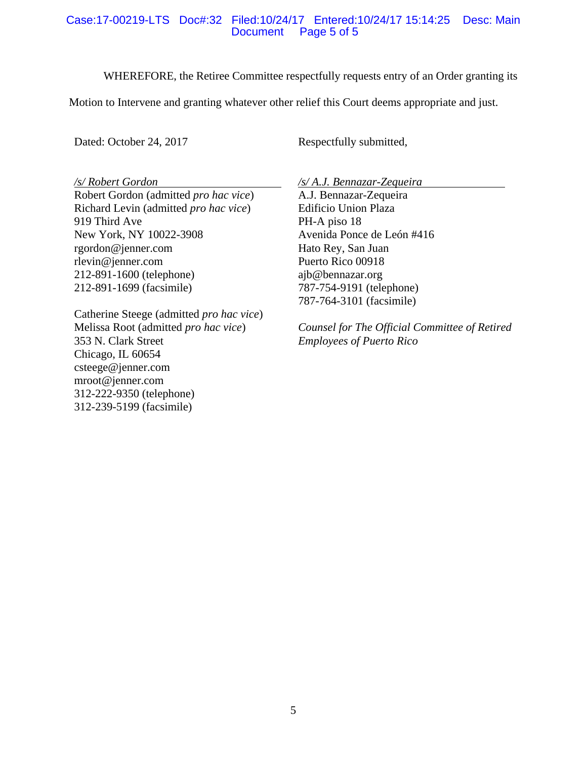WHEREFORE, the Retiree Committee respectfully requests entry of an Order granting its Motion to Intervene and granting whatever other relief this Court deems appropriate and just.

Dated: October 24, 2017

Respectfully submitted,

*/s/ Robert Gordon*
Robert Gordon (admitted *pro hac vice*)
Richard Levin (admitted *pro hac vice*)
919 Third Ave
New York, NY 10022-3908
rgordon@jenner.com
rlevin@jenner.com
212-891-1600 (telephone)
212-891-1699 (facsimile)

Catherine Steege (admitted *pro hac vice*)
Melissa Root (admitted *pro hac vice*)
353 N. Clark Street
Chicago, IL 60654
csteege@jenner.com
mroot@jenner.com
312-222-9350 (telephone)
312-239-5199 (facsimile)

*/s/ A.J. Bennazar-Zequeira*
A.J. Bennazar-Zequeira
Edificio Union Plaza
PH-A piso 18
Avenida Ponce de León #416
Hato Rey, San Juan
Puerto Rico 00918
ajb@bennazar.org
787-754-9191 (telephone)
787-764-3101 (facsimile)

*Counsel for The Official Committee of Retired Employees of Puerto Rico*